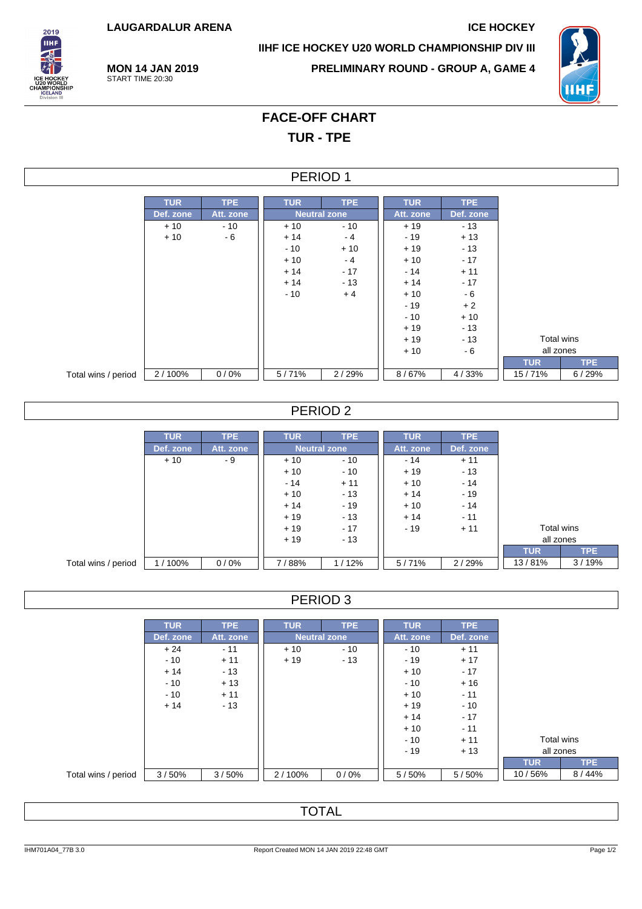LAUGARDALUR ARENA

ICE HOCKEY

IIHF ICE HOCKEY U20 WORLD CHAMPIONSHIP DIV III

**MON 14 JAN 2019**
START TIME 20:30

PRELIMINARY ROUND - GROUP A, GAME 4

# FACE-OFF CHART

## TUR - TPE

### PERIOD 1

| | TUR | TPE | TUR | TPE | TUR | TPE | | |
|---|---|---|---|---|---|---|---|---|
| | Def. zone | Att. zone | Neutral zone | | Att. zone | Def. zone | | |
| | + 10 | - 10 | + 10 | - 10 | + 19 | - 13 | | |
| | + 10 | - 6 | + 14 | - 4 | - 19 | + 13 | | |
| | | | - 10 | + 10 | + 19 | - 13 | | |
| | | | + 10 | - 4 | + 10 | - 17 | | |
| | | | + 14 | - 17 | - 14 | + 11 | | |
| | | | + 14 | - 13 | + 14 | - 17 | | |
| | | | - 10 | + 4 | + 10 | - 6 | | |
| | | | | | - 19 | + 2 | | |
| | | | | | - 10 | + 10 | | |
| | | | | | + 19 | - 13 | | |
| | | | | | + 19 | - 13 | Total wins all zones | |
| | | | | | + 10 | - 6 | TUR | TPE |
| Total wins / period | 2 / 100% | 0 / 0% | 5 / 71% | 2 / 29% | 8 / 67% | 4 / 33% | 15 / 71% | 6 / 29% |

### PERIOD 2

| | TUR | TPE | TUR | TPE | TUR | TPE | | |
|---|---|---|---|---|---|---|---|---|
| | Def. zone | Att. zone | Neutral zone | | Att. zone | Def. zone | | |
| | + 10 | - 9 | + 10 | - 10 | - 14 | + 11 | | |
| | | | + 10 | - 10 | + 19 | - 13 | | |
| | | | - 14 | + 11 | + 10 | - 14 | | |
| | | | + 10 | - 13 | + 14 | - 19 | | |
| | | | + 14 | - 19 | + 10 | - 14 | | |
| | | | + 19 | - 13 | + 14 | - 11 | | |
| | | | + 19 | - 17 | - 19 | + 11 | Total wins all zones | |
| | | | + 19 | - 13 | | | TUR | TPE |
| Total wins / period | 1 / 100% | 0 / 0% | 7 / 88% | 1 / 12% | 5 / 71% | 2 / 29% | 13 / 81% | 3 / 19% |

### PERIOD 3

| | TUR | TPE | TUR | TPE | TUR | TPE | | |
|---|---|---|---|---|---|---|---|---|
| | Def. zone | Att. zone | Neutral zone | | Att. zone | Def. zone | | |
| | + 24 | - 11 | + 10 | - 10 | - 10 | + 11 | | |
| | - 10 | + 11 | + 19 | - 13 | - 19 | + 17 | | |
| | + 14 | - 13 | | | + 10 | - 17 | | |
| | - 10 | + 13 | | | - 10 | + 16 | | |
| | - 10 | + 11 | | | + 10 | - 11 | | |
| | + 14 | - 13 | | | + 19 | - 10 | | |
| | | | | | + 14 | - 17 | | |
| | | | | | + 10 | - 11 | | |
| | | | | | - 10 | + 11 | Total wins all zones | |
| | | | | | - 19 | + 13 | TUR | TPE |
| Total wins / period | 3 / 50% | 3 / 50% | 2 / 100% | 0 / 0% | 5 / 50% | 5 / 50% | 10 / 56% | 8 / 44% |

### TOTAL

IHM701A04_77B 3.0

Report Created MON 14 JAN 2019 22:48 GMT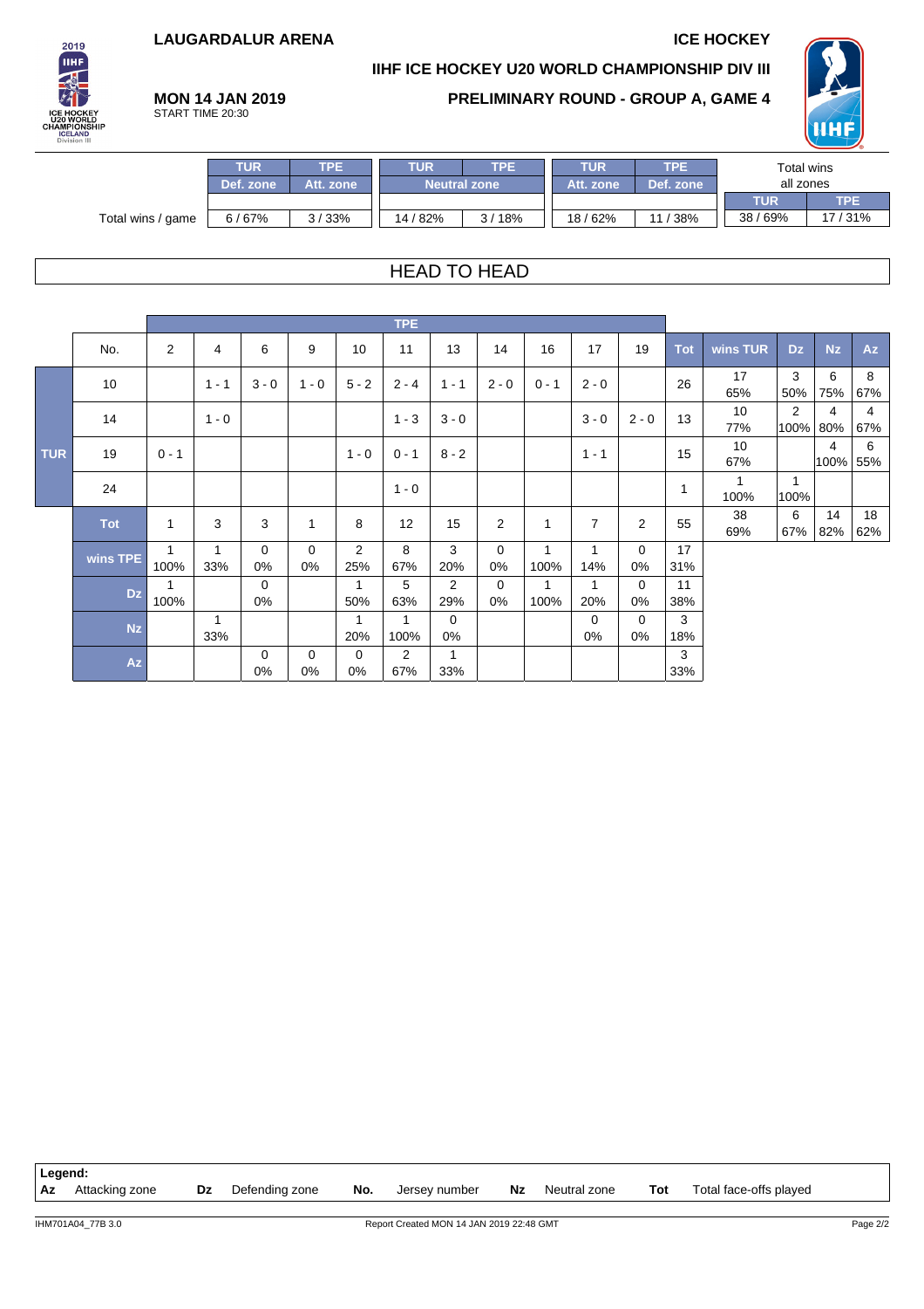LAUGARDALUR ARENA

ICE HOCKEY

# IIHF ICE HOCKEY U20 WORLD CHAMPIONSHIP DIV III

**MON 14 JAN 2019**
START TIME 20:30

## PRELIMINARY ROUND - GROUP A, GAME 4

| | TUR Def. zone | TPE Att. zone | TUR Neutral zone | TPE Neutral zone | TUR Att. zone | TPE Def. zone | Total wins all zones TUR | Total wins all zones TPE |
|---|---|---|---|---|---|---|---|---|
| Total wins / game | 6 / 67% | 3 / 33% | 14 / 82% | 3 / 18% | 18 / 62% | 11 / 38% | 38 / 69% | 17 / 31% |

## HEAD TO HEAD

| | TPE No. | 2 | 4 | 6 | 9 | 10 | 11 | 13 | 14 | 16 | 17 | 19 | Tot | wins TUR | Dz | Nz | Az |
|---|---|---|---|---|---|---|---|---|---|---|---|---|---|---|---|---|---|
| TUR | 10 | | 1 - 1 | 3 - 0 | 1 - 0 | 5 - 2 | 2 - 4 | 1 - 1 | 2 - 0 | 0 - 1 | 2 - 0 | | 26 | 17 65% | 3 50% | 6 75% | 8 67% |
| TUR | 14 | | 1 - 0 | | | | 1 - 3 | 3 - 0 | | | 3 - 0 | 2 - 0 | 13 | 10 77% | 2 100% | 4 80% | 4 67% |
| TUR | 19 | 0 - 1 | | | | 1 - 0 | 0 - 1 | 8 - 2 | | | 1 - 1 | | 15 | 10 67% | | 4 100% | 6 55% |
| TUR | 24 | | | | | | 1 - 0 | | | | | | 1 | 1 100% | 1 100% | | |
| | Tot | 1 | 3 | 3 | 1 | 8 | 12 | 15 | 2 | 1 | 7 | 2 | 55 | 38 69% | 6 67% | 14 82% | 18 62% |
| | wins TPE | 1 100% | 1 33% | 0 0% | 0 0% | 2 25% | 8 67% | 3 20% | 0 0% | 1 100% | 1 14% | 0 0% | 17 31% | | | | |
| | Dz | 1 100% | | 0 0% | | 1 50% | 5 63% | 2 29% | 0 0% | 1 100% | 1 20% | 0 0% | 11 38% | | | | |
| | Nz | | 1 33% | | | 1 20% | 1 100% | 0 0% | | | 0 0% | 0 0% | 3 18% | | | | |
| | Az | | | 0 0% | 0 0% | 0 0% | 2 67% | 1 33% | | | | | 3 33% | | | | |

**Legend:**

| | | | | | | | |
|---|---|---|---|---|---|---|---|
| **Az** | Attacking zone | **Dz** | Defending zone | **No.** | Jersey number | **Nz** | Neutral zone |
| **Tot** | Total face-offs played | | | | | | |

IHM701A04_77B 3.0 Report Created MON 14 JAN 2019 22:48 GMT